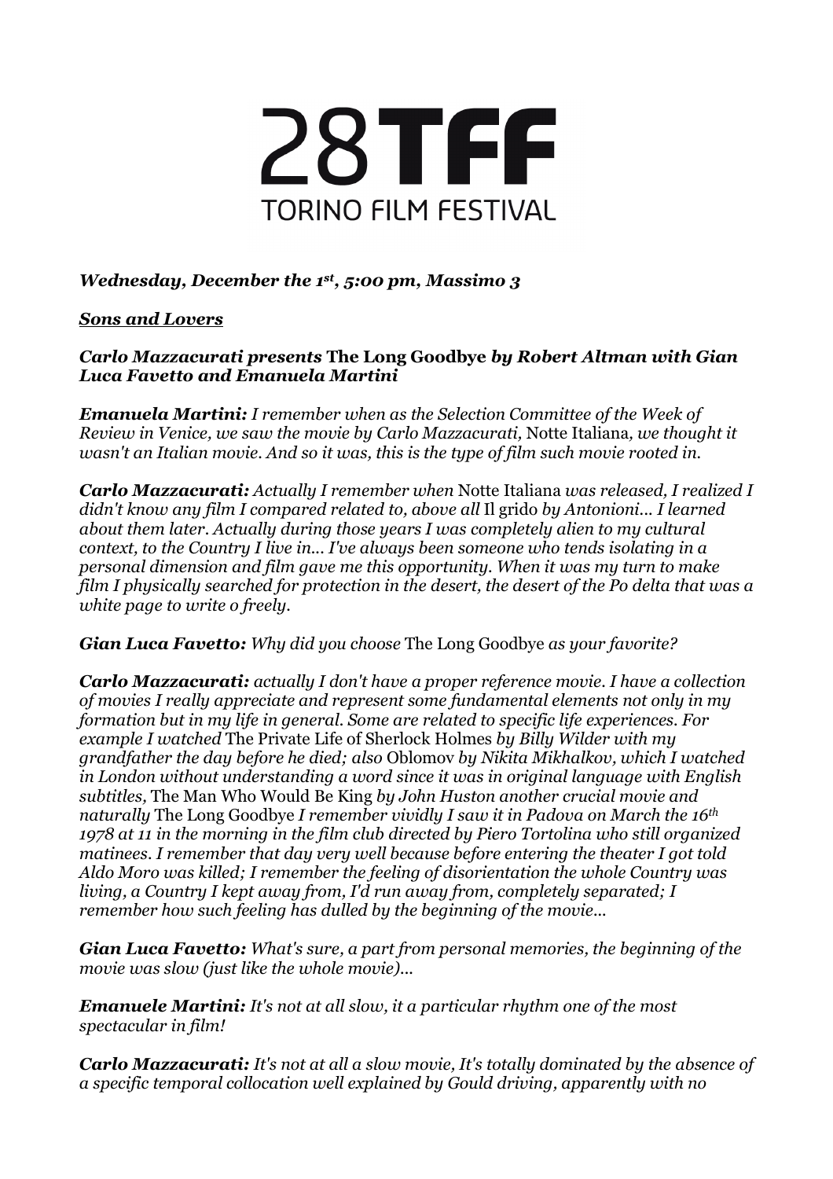# 28TFF

## TORINO FILM FESTIVAL

***Wednesday, December the 1st, 5:00 pm, Massimo 3***

***Sons and Lovers***

***Carlo Mazzacurati presents* The Long Goodbye *by Robert Altman with Gian Luca Favetto and Emanuela Martini***

***Emanuela Martini:*** *I remember when as the Selection Committee of the Week of Review in Venice, we saw the movie by Carlo Mazzacurati,* Notte Italiana*, we thought it wasn't an Italian movie. And so it was, this is the type of film such movie rooted in.*

***Carlo Mazzacurati:*** *Actually I remember when* Notte Italiana *was released, I realized I didn't know any film I compared related to, above all* Il grido *by Antonioni... I learned about them later. Actually during those years I was completely alien to my cultural context, to the Country I live in... I've always been someone who tends isolating in a personal dimension and film gave me this opportunity. When it was my turn to make film I physically searched for protection in the desert, the desert of the Po delta that was a white page to write o freely.*

***Gian Luca Favetto:*** *Why did you choose* The Long Goodbye *as your favorite?*

***Carlo Mazzacurati:*** *actually I don't have a proper reference movie. I have a collection of movies I really appreciate and represent some fundamental elements not only in my formation but in my life in general. Some are related to specific life experiences. For example I watched* The Private Life of Sherlock Holmes *by Billy Wilder with my grandfather the day before he died; also* Oblomov *by Nikita Mikhalkov, which I watched in London without understanding a word since it was in original language with English subtitles,* The Man Who Would Be King *by John Huston another crucial movie and naturally* The Long Goodbye *I remember vividly I saw it in Padova on March the 16th 1978 at 11 in the morning in the film club directed by Piero Tortolina who still organized matinees. I remember that day very well because before entering the theater I got told Aldo Moro was killed; I remember the feeling of disorientation the whole Country was living, a Country I kept away from, I'd run away from, completely separated; I remember how such feeling has dulled by the beginning of the movie...*

***Gian Luca Favetto:*** *What's sure, a part from personal memories, the beginning of the movie was slow (just like the whole movie)...*

***Emanuele Martini:*** *It's not at all slow, it a particular rhythm one of the most spectacular in film!*

***Carlo Mazzacurati:*** *It's not at all a slow movie, It's totally dominated by the absence of a specific temporal collocation well explained by Gould driving, apparently with no*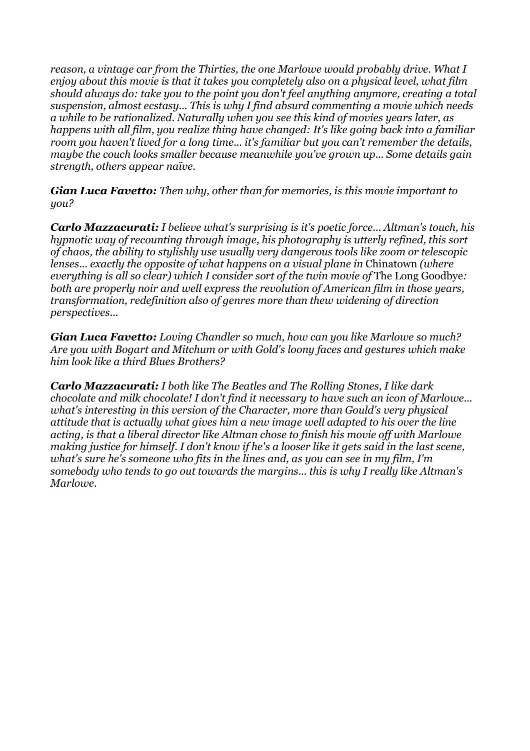*reason, a vintage car from the Thirties, the one Marlowe would probably drive. What I enjoy about this movie is that it takes you completely also on a physical level, what film should always do: take you to the point you don't feel anything anymore, creating a total suspension, almost ecstasy... This is why I find absurd commenting a movie which needs a while to be rationalized. Naturally when you see this kind of movies years later, as happens with all film, you realize thing have changed: It's like going back into a familiar room you haven't lived for a long time... it's familiar but you can't remember the details, maybe the couch looks smaller because meanwhile you've grown up... Some details gain strength, others appear naïve.*

***Gian Luca Favetto:*** *Then why, other than for memories, is this movie important to you?*

***Carlo Mazzacurati:*** *I believe what's surprising is it's poetic force... Altman's touch, his hypnotic way of recounting through image, his photography is utterly refined, this sort of chaos, the ability to stylishly use usually very dangerous tools like zoom or telescopic lenses... exactly the opposite of what happens on a visual plane in* Chinatown *(where everything is all so clear) which I consider sort of the twin movie of* The Long Goodbye*: both are properly noir and well express the revolution of American film in those years, transformation, redefinition also of genres more than thew widening of direction perspectives...*

***Gian Luca Favetto:*** *Loving Chandler so much, how can you like Marlowe so much? Are you with Bogart and Mitchum or with Gold's loony faces and gestures which make him look like a third Blues Brothers?*

***Carlo Mazzacurati:*** *I both like The Beatles and The Rolling Stones, I like dark chocolate and milk chocolate! I don't find it necessary to have such an icon of Marlowe... what's interesting in this version of the Character, more than Gould's very physical attitude that is actually what gives him a new image well adapted to his over the line acting, is that a liberal director like Altman chose to finish his movie off with Marlowe making justice for himself. I don't know if he's a looser like it gets said in the last scene, what's sure he's someone who fits in the lines and, as you can see in my film, I'm somebody who tends to go out towards the margins... this is why I really like Altman's Marlowe.*